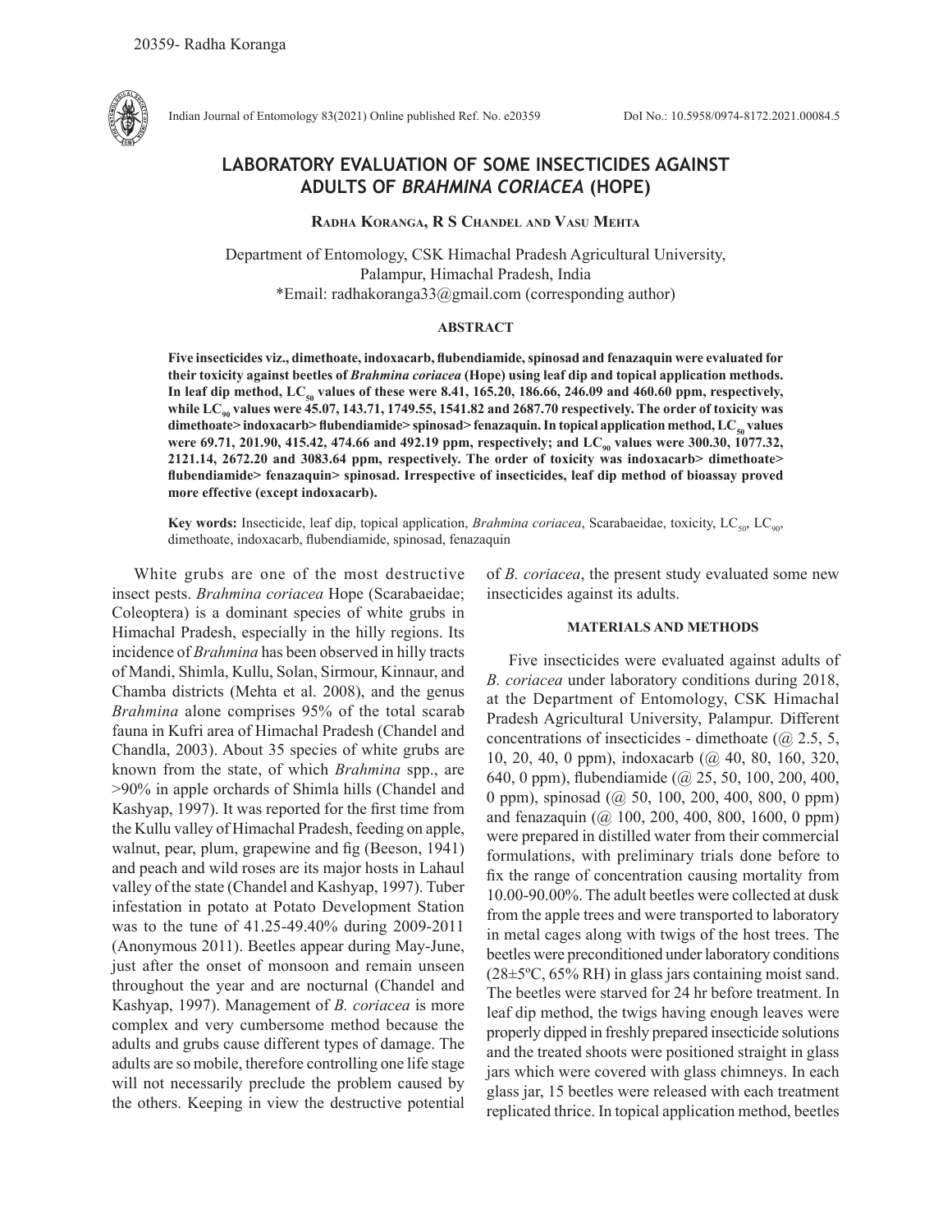# LABORATORY EVALUATION OF SOME INSECTICIDES AGAINST ADULTS OF *BRAHMINA CORIACEA* (HOPE)

**Radha Koranga, R S Chandel and Vasu Mehta**

Department of Entomology, CSK Himachal Pradesh Agricultural University, Palampur, Himachal Pradesh, India
*Email: radhakoranga33@gmail.com (corresponding author)

## ABSTRACT

**Five insecticides viz., dimethoate, indoxacarb, flubendiamide, spinosad and fenazaquin were evaluated for their toxicity against beetles of *Brahmina coriacea* (Hope) using leaf dip and topical application methods. In leaf dip method, $LC_{50}$ values of these were 8.41, 165.20, 186.66, 246.09 and 460.60 ppm, respectively, while $LC_{90}$ values were 45.07, 143.71, 1749.55, 1541.82 and 2687.70 respectively. The order of toxicity was dimethoate> indoxacarb> flubendiamide> spinosad> fenazaquin. In topical application method, $LC_{50}$ values were 69.71, 201.90, 415.42, 474.66 and 492.19 ppm, respectively; and $LC_{90}$ values were 300.30, 1077.32, 2121.14, 2672.20 and 3083.64 ppm, respectively. The order of toxicity was indoxacarb> dimethoate> flubendiamide> fenazaquin> spinosad. Irrespective of insecticides, leaf dip method of bioassay proved more effective (except indoxacarb).**

**Key words:** Insecticide, leaf dip, topical application, *Brahmina coriacea*, Scarabaeidae, toxicity, $LC_{50}$, $LC_{90}$, dimethoate, indoxacarb, flubendiamide, spinosad, fenazaquin

White grubs are one of the most destructive insect pests. *Brahmina coriacea* Hope (Scarabaeidae; Coleoptera) is a dominant species of white grubs in Himachal Pradesh, especially in the hilly regions. Its incidence of *Brahmina* has been observed in hilly tracts of Mandi, Shimla, Kullu, Solan, Sirmour, Kinnaur, and Chamba districts (Mehta et al. 2008), and the genus *Brahmina* alone comprises 95% of the total scarab fauna in Kufri area of Himachal Pradesh (Chandel and Chandla, 2003). About 35 species of white grubs are known from the state, of which *Brahmina* spp., are >90% in apple orchards of Shimla hills (Chandel and Kashyap, 1997). It was reported for the first time from the Kullu valley of Himachal Pradesh, feeding on apple, walnut, pear, plum, grapewine and fig (Beeson, 1941) and peach and wild roses are its major hosts in Lahaul valley of the state (Chandel and Kashyap, 1997). Tuber infestation in potato at Potato Development Station was to the tune of 41.25-49.40% during 2009-2011 (Anonymous 2011). Beetles appear during May-June, just after the onset of monsoon and remain unseen throughout the year and are nocturnal (Chandel and Kashyap, 1997). Management of *B. coriacea* is more complex and very cumbersome method because the adults and grubs cause different types of damage. The adults are so mobile, therefore controlling one life stage will not necessarily preclude the problem caused by the others. Keeping in view the destructive potential of *B. coriacea*, the present study evaluated some new insecticides against its adults.

## MATERIALS AND METHODS

Five insecticides were evaluated against adults of *B. coriacea* under laboratory conditions during 2018, at the Department of Entomology, CSK Himachal Pradesh Agricultural University, Palampur. Different concentrations of insecticides - dimethoate (@ 2.5, 5, 10, 20, 40, 0 ppm), indoxacarb (@ 40, 80, 160, 320, 640, 0 ppm), flubendiamide (@ 25, 50, 100, 200, 400, 0 ppm), spinosad (@ 50, 100, 200, 400, 800, 0 ppm) and fenazaquin (@ 100, 200, 400, 800, 1600, 0 ppm) were prepared in distilled water from their commercial formulations, with preliminary trials done before to fix the range of concentration causing mortality from 10.00-90.00%. The adult beetles were collected at dusk from the apple trees and were transported to laboratory in metal cages along with twigs of the host trees. The beetles were preconditioned under laboratory conditions (28±5ºC, 65% RH) in glass jars containing moist sand. The beetles were starved for 24 hr before treatment. In leaf dip method, the twigs having enough leaves were properly dipped in freshly prepared insecticide solutions and the treated shoots were positioned straight in glass jars which were covered with glass chimneys. In each glass jar, 15 beetles were released with each treatment replicated thrice. In topical application method, beetles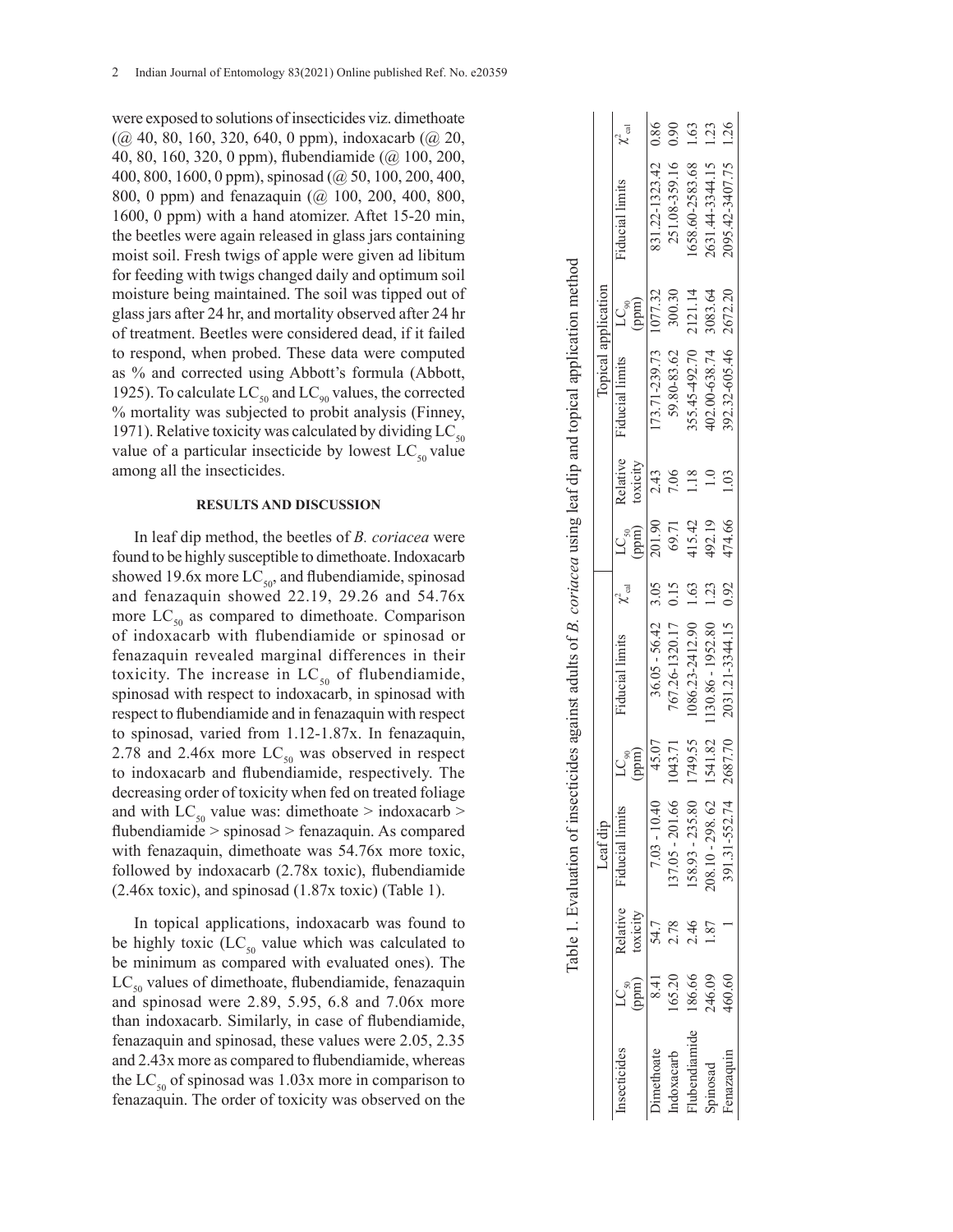were exposed to solutions of insecticides viz. dimethoate (@ 40, 80, 160, 320, 640, 0 ppm), indoxacarb (@ 20, 40, 80, 160, 320, 0 ppm), flubendiamide (@ 100, 200, 400, 800, 1600, 0 ppm), spinosad (@ 50, 100, 200, 400, 800, 0 ppm) and fenazaquin (@ 100, 200, 400, 800, 1600, 0 ppm) with a hand atomizer. Aftet 15-20 min, the beetles were again released in glass jars containing moist soil. Fresh twigs of apple were given ad libitum for feeding with twigs changed daily and optimum soil moisture being maintained. The soil was tipped out of glass jars after 24 hr, and mortality observed after 24 hr of treatment. Beetles were considered dead, if it failed to respond, when probed. These data were computed as % and corrected using Abbott's formula (Abbott, 1925). To calculate $LC_{50}$ and $LC_{90}$ values, the corrected % mortality was subjected to probit analysis (Finney, 1971). Relative toxicity was calculated by dividing $LC_{50}$ value of a particular insecticide by lowest $LC_{50}$ value among all the insecticides.

## RESULTS AND DISCUSSION

In leaf dip method, the beetles of *B. coriacea* were found to be highly susceptible to dimethoate. Indoxacarb showed 19.6x more $LC_{50}$, and flubendiamide, spinosad and fenazaquin showed 22.19, 29.26 and 54.76x more $LC_{50}$ as compared to dimethoate. Comparison of indoxacarb with flubendiamide or spinosad or fenazaquin revealed marginal differences in their toxicity. The increase in $LC_{50}$ of flubendiamide, spinosad with respect to indoxacarb, in spinosad with respect to flubendiamide and in fenazaquin with respect to spinosad, varied from 1.12-1.87x. In fenazaquin, 2.78 and 2.46x more $LC_{50}$ was observed in respect to indoxacarb and flubendiamide, respectively. The decreasing order of toxicity when fed on treated foliage and with $LC_{50}$ value was: dimethoate > indoxacarb > flubendiamide > spinosad > fenazaquin. As compared with fenazaquin, dimethoate was 54.76x more toxic, followed by indoxacarb (2.78x toxic), flubendiamide (2.46x toxic), and spinosad (1.87x toxic) (Table 1).

In topical applications, indoxacarb was found to be highly toxic ($LC_{50}$ value which was calculated to be minimum as compared with evaluated ones). The $LC_{50}$ values of dimethoate, flubendiamide, fenazaquin and spinosad were 2.89, 5.95, 6.8 and 7.06x more than indoxacarb. Similarly, in case of flubendiamide, fenazaquin and spinosad, these values were 2.05, 2.35 and 2.43x more as compared to flubendiamide, whereas the $LC_{50}$ of spinosad was 1.03x more in comparison to fenazaquin. The order of toxicity was observed on the

Table 1. Evaluation of insecticides against adults of *B. coriacea* using leaf dip and topical application method

| Insecticides | Leaf dip | | | | | | Topical application | | | | | |
|---|---|---|---|---|---|---|---|---|---|---|---|---|
| | $LC_{50}$ (ppm) | Relative toxicity | Fiducial limits | $LC_{90}$ (ppm) | Fiducial limits | $\chi^2_{cal}$ | $LC_{50}$ (ppm) | Relative toxicity | Fiducial limits | $LC_{90}$ (ppm) | Fiducial limits | $\chi^2_{cal}$ |
| Dimethoate | 8.41 | 54.7 | 7.03 - 10.40 | 45.07 | 36.05 - 56.42 | 3.05 | 201.90 | 2.43 | 173.71-239.73 | 1077.32 | 831.22-1323.42 | 0.86 |
| Indoxacarb | 165.20 | 2.78 | 137.05 - 201.66 | 1043.71 | 767.26-1320.17 | 0.15 | 69.71 | 7.06 | 59.80-83.62 | 300.30 | 251.08-359.16 | 0.90 |
| Flubendiamide | 186.66 | 2.46 | 158.93 - 235.80 | 1749.55 | 1086.23-2412.90 | 1.63 | 415.42 | 1.18 | 355.45-492.70 | 2121.14 | 1658.60-2583.68 | 1.63 |
| Spinosad | 246.09 | 1.87 | 208.10 - 298.62 | 1541.82 | 1130.86 - 1952.80 | 1.23 | 492.19 | 1.0 | 402.00-638.74 | 3083.64 | 2631.44-3344.15 | 1.23 |
| Fenazaquin | 460.60 | 1 | 391.31-552.74 | 2687.70 | 2031.21-3344.15 | 0.92 | 474.66 | 1.03 | 392.32-605.46 | 2672.20 | 2095.42-3407.75 | 1.26 |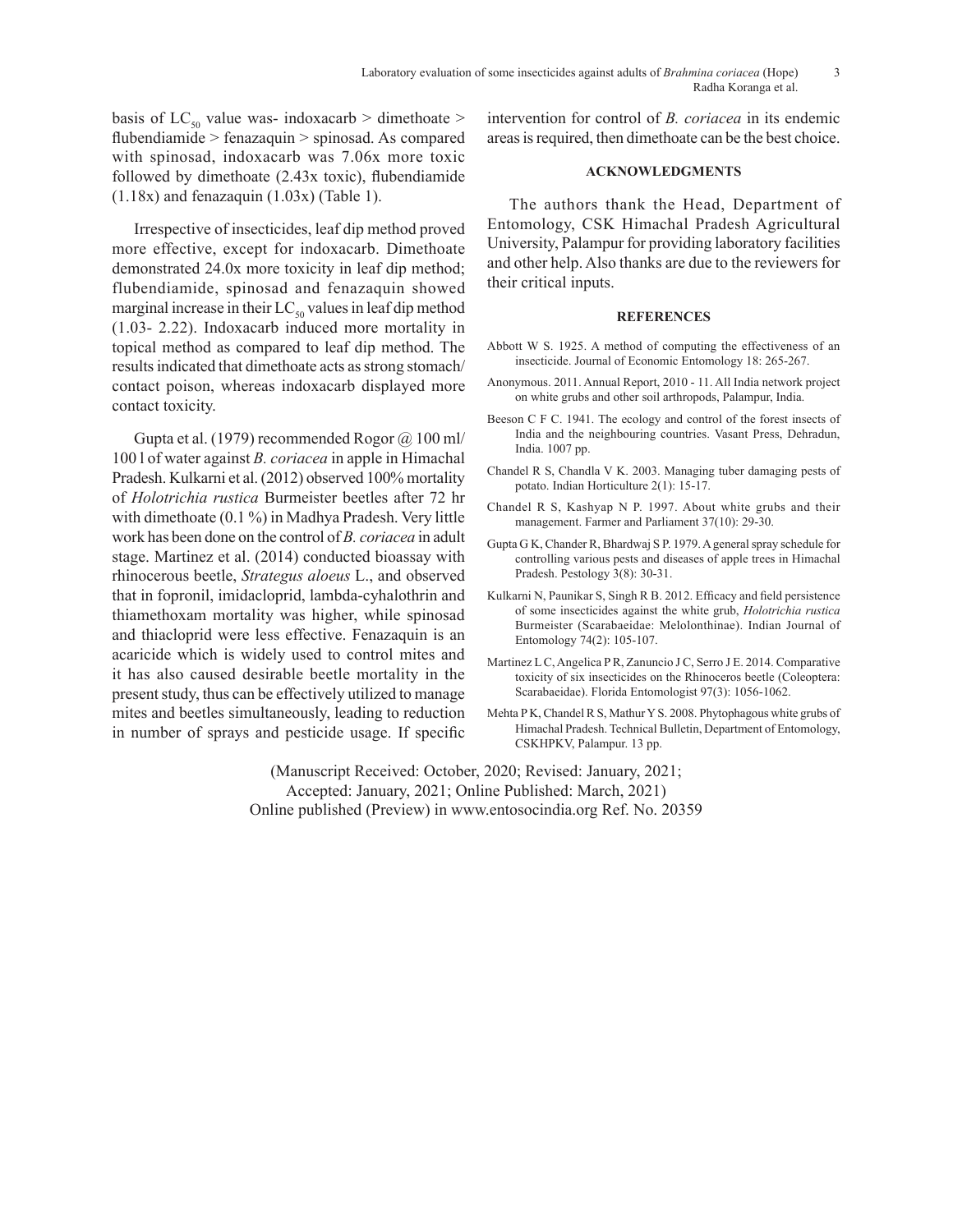basis of $LC_{50}$ value was- indoxacarb > dimethoate > flubendiamide > fenazaquin > spinosad. As compared with spinosad, indoxacarb was 7.06x more toxic followed by dimethoate (2.43x toxic), flubendiamide (1.18x) and fenazaquin (1.03x) (Table 1).

Irrespective of insecticides, leaf dip method proved more effective, except for indoxacarb. Dimethoate demonstrated 24.0x more toxicity in leaf dip method; flubendiamide, spinosad and fenazaquin showed marginal increase in their $LC_{50}$ values in leaf dip method (1.03- 2.22). Indoxacarb induced more mortality in topical method as compared to leaf dip method. The results indicated that dimethoate acts as strong stomach/ contact poison, whereas indoxacarb displayed more contact toxicity.

Gupta et al. (1979) recommended Rogor @ 100 ml/ 100 l of water against *B. coriacea* in apple in Himachal Pradesh. Kulkarni et al. (2012) observed 100% mortality of *Holotrichia rustica* Burmeister beetles after 72 hr with dimethoate (0.1 %) in Madhya Pradesh. Very little work has been done on the control of *B. coriacea* in adult stage. Martinez et al. (2014) conducted bioassay with rhinocerous beetle, *Strategus aloeus* L., and observed that in fopronil, imidacloprid, lambda-cyhalothrin and thiamethoxam mortality was higher, while spinosad and thiacloprid were less effective. Fenazaquin is an acaricide which is widely used to control mites and it has also caused desirable beetle mortality in the present study, thus can be effectively utilized to manage mites and beetles simultaneously, leading to reduction in number of sprays and pesticide usage. If specific intervention for control of *B. coriacea* in its endemic areas is required, then dimethoate can be the best choice.

## ACKNOWLEDGMENTS

The authors thank the Head, Department of Entomology, CSK Himachal Pradesh Agricultural University, Palampur for providing laboratory facilities and other help. Also thanks are due to the reviewers for their critical inputs.

## REFERENCES

Abbott W S. 1925. A method of computing the effectiveness of an insecticide. Journal of Economic Entomology 18: 265-267.

Anonymous. 2011. Annual Report, 2010 - 11. All India network project on white grubs and other soil arthropods, Palampur, India.

Beeson C F C. 1941. The ecology and control of the forest insects of India and the neighbouring countries. Vasant Press, Dehradun, India. 1007 pp.

Chandel R S, Chandla V K. 2003. Managing tuber damaging pests of potato. Indian Horticulture 2(1): 15-17.

Chandel R S, Kashyap N P. 1997. About white grubs and their management. Farmer and Parliament 37(10): 29-30.

Gupta G K, Chander R, Bhardwaj S P. 1979. A general spray schedule for controlling various pests and diseases of apple trees in Himachal Pradesh. Pestology 3(8): 30-31.

Kulkarni N, Paunikar S, Singh R B. 2012. Efficacy and field persistence of some insecticides against the white grub, *Holotrichia rustica* Burmeister (Scarabaeidae: Melolonthinae). Indian Journal of Entomology 74(2): 105-107.

Martinez L C, Angelica P R, Zanuncio J C, Serro J E. 2014. Comparative toxicity of six insecticides on the Rhinoceros beetle (Coleoptera: Scarabaeidae). Florida Entomologist 97(3): 1056-1062.

Mehta P K, Chandel R S, Mathur Y S. 2008. Phytophagous white grubs of Himachal Pradesh. Technical Bulletin, Department of Entomology, CSKHPKV, Palampur. 13 pp.

(Manuscript Received: October, 2020; Revised: January, 2021; Accepted: January, 2021; Online Published: March, 2021)
Online published (Preview) in www.entosocindia.org Ref. No. 20359